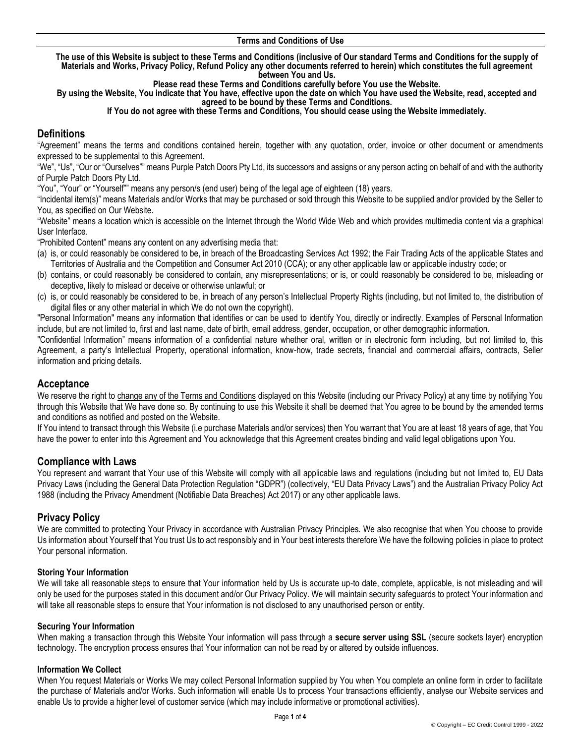**Terms and Conditions of Use**

**The use of this Website is subject to these Terms and Conditions (inclusive of Our standard Terms and Conditions for the supply of Materials and Works, Privacy Policy, Refund Policy any other documents referred to herein) which constitutes the full agreement between You and Us.**

**Please read these Terms and Conditions carefully before You use the Website.**

**By using the Website, You indicate that You have, effective upon the date on which You have used the Website, read, accepted and agreed to be bound by these Terms and Conditions.**

**If You do not agree with these Terms and Conditions, You should cease using the Website immediately.**

## Definitions

"Agreement" means the terms and conditions contained herein, together with any quotation, order, invoice or other document or amendments expressed to be supplemental to this Agreement.

"We", "Us", "Our or "Ourselves"" means Purple Patch Doors Pty Ltd, its successors and assigns or any person acting on behalf of and with the authority of Purple Patch Doors Pty Ltd.

"You", "Your" or "Yourself"" means any person/s (end user) being of the legal age of eighteen (18) years.

"Incidental item(s)" means Materials and/or Works that may be purchased or sold through this Website to be supplied and/or provided by the Seller to You, as specified on Our Website.

"Website" means a location which is accessible on the Internet through the World Wide Web and which provides multimedia content via a graphical User Interface.

"Prohibited Content" means any content on any advertising media that:

(a) is, or could reasonably be considered to be, in breach of the Broadcasting Services Act 1992; the Fair Trading Acts of the applicable States and Territories of Australia and the Competition and Consumer Act 2010 (CCA); or any other applicable law or applicable industry code; or
(b) contains, or could reasonably be considered to contain, any misrepresentations; or is, or could reasonably be considered to be, misleading or deceptive, likely to mislead or deceive or otherwise unlawful; or
(c) is, or could reasonably be considered to be, in breach of any person's Intellectual Property Rights (including, but not limited to, the distribution of digital files or any other material in which We do not own the copyright).

"Personal Information" means any information that identifies or can be used to identify You, directly or indirectly. Examples of Personal Information include, but are not limited to, first and last name, date of birth, email address, gender, occupation, or other demographic information.

"Confidential Information" means information of a confidential nature whether oral, written or in electronic form including, but not limited to, this Agreement, a party's Intellectual Property, operational information, know-how, trade secrets, financial and commercial affairs, contracts, Seller information and pricing details.

## Acceptance

We reserve the right to change any of the Terms and Conditions displayed on this Website (including our Privacy Policy) at any time by notifying You through this Website that We have done so. By continuing to use this Website it shall be deemed that You agree to be bound by the amended terms and conditions as notified and posted on the Website.

If You intend to transact through this Website (i.e purchase Materials and/or services) then You warrant that You are at least 18 years of age, that You have the power to enter into this Agreement and You acknowledge that this Agreement creates binding and valid legal obligations upon You.

## Compliance with Laws

You represent and warrant that Your use of this Website will comply with all applicable laws and regulations (including but not limited to, EU Data Privacy Laws (including the General Data Protection Regulation "GDPR") (collectively, "EU Data Privacy Laws") and the Australian Privacy Policy Act 1988 (including the Privacy Amendment (Notifiable Data Breaches) Act 2017) or any other applicable laws.

## Privacy Policy

We are committed to protecting Your Privacy in accordance with Australian Privacy Principles. We also recognise that when You choose to provide Us information about Yourself that You trust Us to act responsibly and in Your best interests therefore We have the following policies in place to protect Your personal information.

### Storing Your Information

We will take all reasonable steps to ensure that Your information held by Us is accurate up-to date, complete, applicable, is not misleading and will only be used for the purposes stated in this document and/or Our Privacy Policy. We will maintain security safeguards to protect Your information and will take all reasonable steps to ensure that Your information is not disclosed to any unauthorised person or entity.

### Securing Your Information

When making a transaction through this Website Your information will pass through a **secure server using SSL** (secure sockets layer) encryption technology. The encryption process ensures that Your information can not be read by or altered by outside influences.

### Information We Collect

When You request Materials or Works We may collect Personal Information supplied by You when You complete an online form in order to facilitate the purchase of Materials and/or Works. Such information will enable Us to process Your transactions efficiently, analyse our Website services and enable Us to provide a higher level of customer service (which may include informative or promotional activities).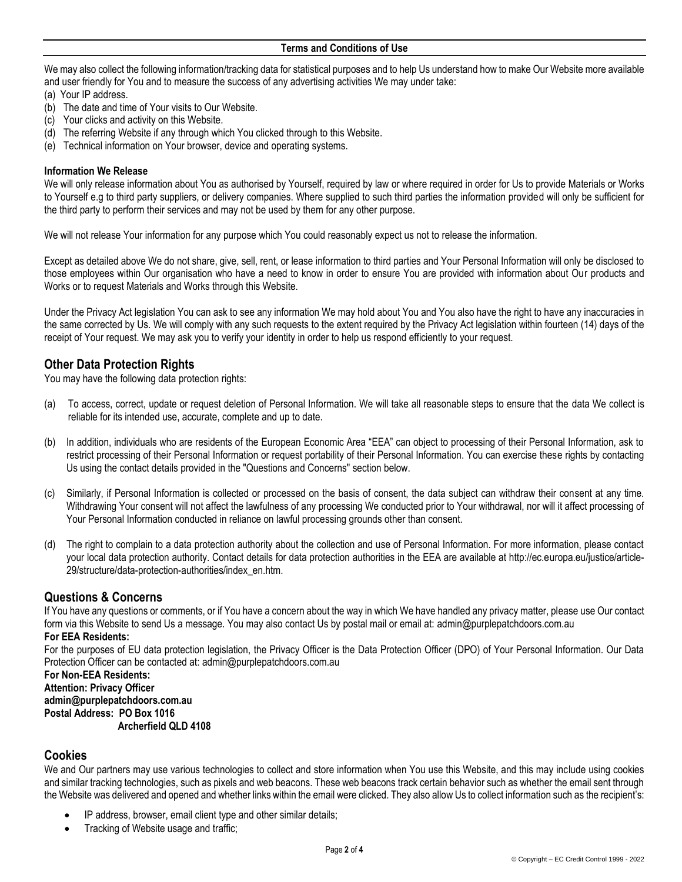We may also collect the following information/tracking data for statistical purposes and to help Us understand how to make Our Website more available and user friendly for You and to measure the success of any advertising activities We may under take:

(a) Your IP address.
(b) The date and time of Your visits to Our Website.
(c) Your clicks and activity on this Website.
(d) The referring Website if any through which You clicked through to this Website.
(e) Technical information on Your browser, device and operating systems.

**Information We Release**

We will only release information about You as authorised by Yourself, required by law or where required in order for Us to provide Materials or Works to Yourself e.g to third party suppliers, or delivery companies. Where supplied to such third parties the information provided will only be sufficient for the third party to perform their services and may not be used by them for any other purpose.

We will not release Your information for any purpose which You could reasonably expect us not to release the information.

Except as detailed above We do not share, give, sell, rent, or lease information to third parties and Your Personal Information will only be disclosed to those employees within Our organisation who have a need to know in order to ensure You are provided with information about Our products and Works or to request Materials and Works through this Website.

Under the Privacy Act legislation You can ask to see any information We may hold about You and You also have the right to have any inaccuracies in the same corrected by Us. We will comply with any such requests to the extent required by the Privacy Act legislation within fourteen (14) days of the receipt of Your request. We may ask you to verify your identity in order to help us respond efficiently to your request.

## Other Data Protection Rights

You may have the following data protection rights:

(a) To access, correct, update or request deletion of Personal Information. We will take all reasonable steps to ensure that the data We collect is reliable for its intended use, accurate, complete and up to date.

(b) In addition, individuals who are residents of the European Economic Area "EEA" can object to processing of their Personal Information, ask to restrict processing of their Personal Information or request portability of their Personal Information. You can exercise these rights by contacting Us using the contact details provided in the "Questions and Concerns" section below.

(c) Similarly, if Personal Information is collected or processed on the basis of consent, the data subject can withdraw their consent at any time. Withdrawing Your consent will not affect the lawfulness of any processing We conducted prior to Your withdrawal, nor will it affect processing of Your Personal Information conducted in reliance on lawful processing grounds other than consent.

(d) The right to complain to a data protection authority about the collection and use of Personal Information. For more information, please contact your local data protection authority. Contact details for data protection authorities in the EEA are available at http://ec.europa.eu/justice/article-29/structure/data-protection-authorities/index_en.htm.

## Questions & Concerns

If You have any questions or comments, or if You have a concern about the way in which We have handled any privacy matter, please use Our contact form via this Website to send Us a message. You may also contact Us by postal mail or email at: admin@purplepatchdoors.com.au

**For EEA Residents:**

For the purposes of EU data protection legislation, the Privacy Officer is the Data Protection Officer (DPO) of Your Personal Information. Our Data Protection Officer can be contacted at: admin@purplepatchdoors.com.au

**For Non-EEA Residents:**
**Attention: Privacy Officer**
**admin@purplepatchdoors.com.au**
**Postal Address: PO Box 1016**
**Archerfield QLD 4108**

## Cookies

We and Our partners may use various technologies to collect and store information when You use this Website, and this may include using cookies and similar tracking technologies, such as pixels and web beacons. These web beacons track certain behavior such as whether the email sent through the Website was delivered and opened and whether links within the email were clicked. They also allow Us to collect information such as the recipient's:

- IP address, browser, email client type and other similar details;
- Tracking of Website usage and traffic;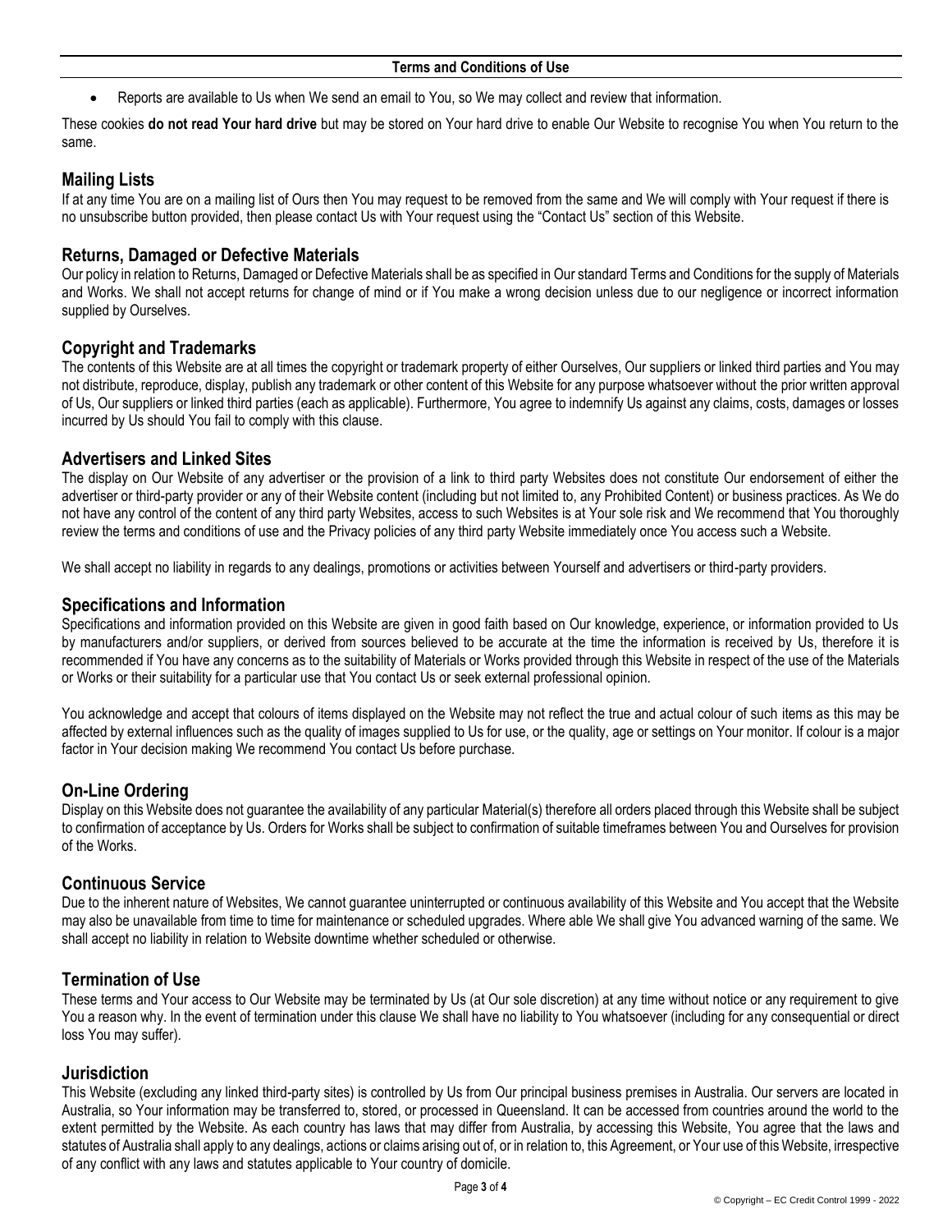- Reports are available to Us when We send an email to You, so We may collect and review that information.

These cookies **do not read Your hard drive** but may be stored on Your hard drive to enable Our Website to recognise You when You return to the same.

## Mailing Lists

If at any time You are on a mailing list of Ours then You may request to be removed from the same and We will comply with Your request if there is no unsubscribe button provided, then please contact Us with Your request using the "Contact Us" section of this Website.

## Returns, Damaged or Defective Materials

Our policy in relation to Returns, Damaged or Defective Materials shall be as specified in Our standard Terms and Conditions for the supply of Materials and Works. We shall not accept returns for change of mind or if You make a wrong decision unless due to our negligence or incorrect information supplied by Ourselves.

## Copyright and Trademarks

The contents of this Website are at all times the copyright or trademark property of either Ourselves, Our suppliers or linked third parties and You may not distribute, reproduce, display, publish any trademark or other content of this Website for any purpose whatsoever without the prior written approval of Us, Our suppliers or linked third parties (each as applicable). Furthermore, You agree to indemnify Us against any claims, costs, damages or losses incurred by Us should You fail to comply with this clause.

## Advertisers and Linked Sites

The display on Our Website of any advertiser or the provision of a link to third party Websites does not constitute Our endorsement of either the advertiser or third-party provider or any of their Website content (including but not limited to, any Prohibited Content) or business practices. As We do not have any control of the content of any third party Websites, access to such Websites is at Your sole risk and We recommend that You thoroughly review the terms and conditions of use and the Privacy policies of any third party Website immediately once You access such a Website.

We shall accept no liability in regards to any dealings, promotions or activities between Yourself and advertisers or third-party providers.

## Specifications and Information

Specifications and information provided on this Website are given in good faith based on Our knowledge, experience, or information provided to Us by manufacturers and/or suppliers, or derived from sources believed to be accurate at the time the information is received by Us, therefore it is recommended if You have any concerns as to the suitability of Materials or Works provided through this Website in respect of the use of the Materials or Works or their suitability for a particular use that You contact Us or seek external professional opinion.

You acknowledge and accept that colours of items displayed on the Website may not reflect the true and actual colour of such items as this may be affected by external influences such as the quality of images supplied to Us for use, or the quality, age or settings on Your monitor. If colour is a major factor in Your decision making We recommend You contact Us before purchase.

## On-Line Ordering

Display on this Website does not guarantee the availability of any particular Material(s) therefore all orders placed through this Website shall be subject to confirmation of acceptance by Us. Orders for Works shall be subject to confirmation of suitable timeframes between You and Ourselves for provision of the Works.

## Continuous Service

Due to the inherent nature of Websites, We cannot guarantee uninterrupted or continuous availability of this Website and You accept that the Website may also be unavailable from time to time for maintenance or scheduled upgrades. Where able We shall give You advanced warning of the same. We shall accept no liability in relation to Website downtime whether scheduled or otherwise.

## Termination of Use

These terms and Your access to Our Website may be terminated by Us (at Our sole discretion) at any time without notice or any requirement to give You a reason why. In the event of termination under this clause We shall have no liability to You whatsoever (including for any consequential or direct loss You may suffer).

## Jurisdiction

This Website (excluding any linked third-party sites) is controlled by Us from Our principal business premises in Australia. Our servers are located in Australia, so Your information may be transferred to, stored, or processed in Queensland. It can be accessed from countries around the world to the extent permitted by the Website. As each country has laws that may differ from Australia, by accessing this Website, You agree that the laws and statutes of Australia shall apply to any dealings, actions or claims arising out of, or in relation to, this Agreement, or Your use of this Website, irrespective of any conflict with any laws and statutes applicable to Your country of domicile.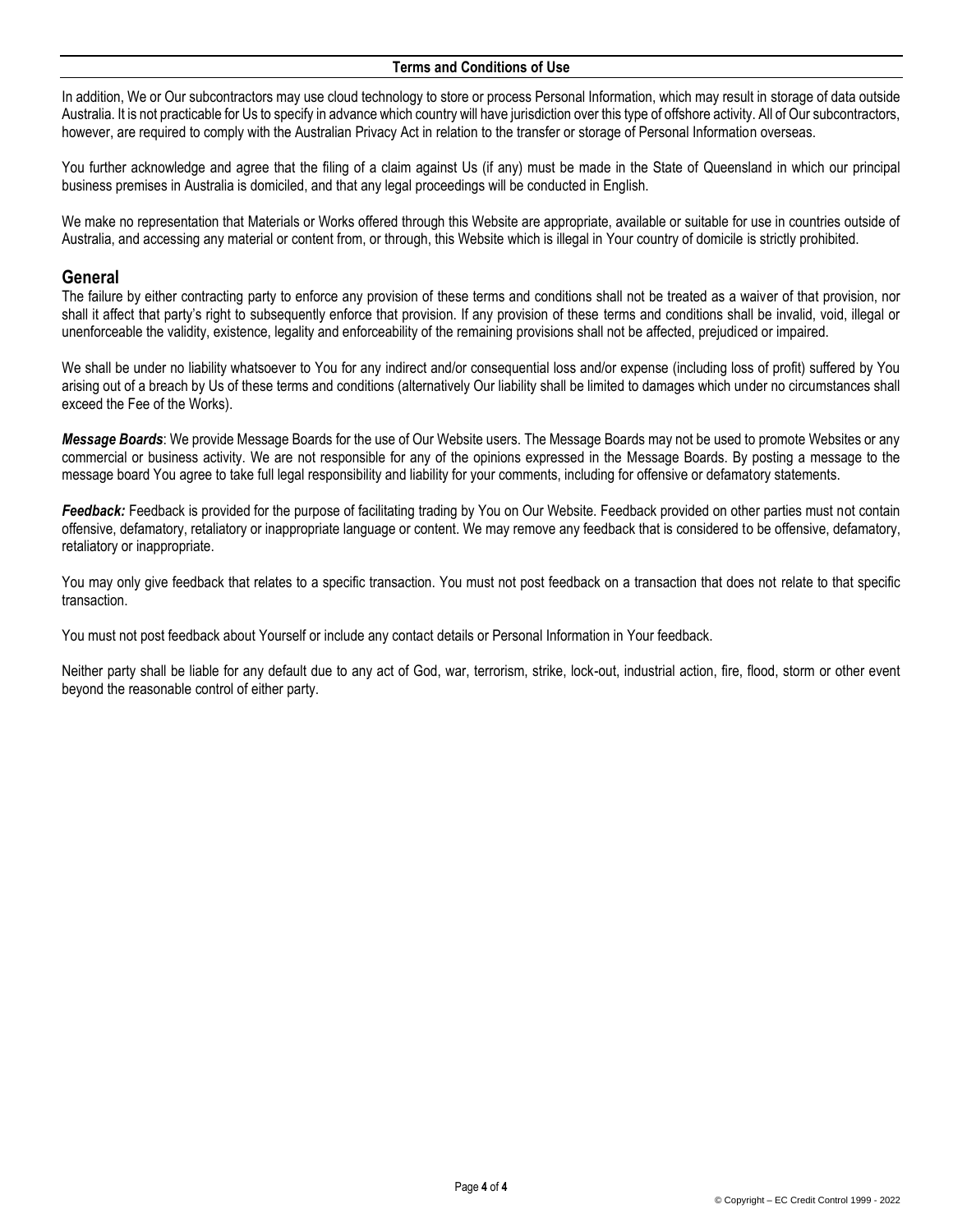In addition, We or Our subcontractors may use cloud technology to store or process Personal Information, which may result in storage of data outside Australia. It is not practicable for Us to specify in advance which country will have jurisdiction over this type of offshore activity. All of Our subcontractors, however, are required to comply with the Australian Privacy Act in relation to the transfer or storage of Personal Information overseas.

You further acknowledge and agree that the filing of a claim against Us (if any) must be made in the State of Queensland in which our principal business premises in Australia is domiciled, and that any legal proceedings will be conducted in English.

We make no representation that Materials or Works offered through this Website are appropriate, available or suitable for use in countries outside of Australia, and accessing any material or content from, or through, this Website which is illegal in Your country of domicile is strictly prohibited.

## General

The failure by either contracting party to enforce any provision of these terms and conditions shall not be treated as a waiver of that provision, nor shall it affect that party's right to subsequently enforce that provision. If any provision of these terms and conditions shall be invalid, void, illegal or unenforceable the validity, existence, legality and enforceability of the remaining provisions shall not be affected, prejudiced or impaired.

We shall be under no liability whatsoever to You for any indirect and/or consequential loss and/or expense (including loss of profit) suffered by You arising out of a breach by Us of these terms and conditions (alternatively Our liability shall be limited to damages which under no circumstances shall exceed the Fee of the Works).

***Message Boards***: We provide Message Boards for the use of Our Website users. The Message Boards may not be used to promote Websites or any commercial or business activity. We are not responsible for any of the opinions expressed in the Message Boards. By posting a message to the message board You agree to take full legal responsibility and liability for your comments, including for offensive or defamatory statements.

***Feedback:*** Feedback is provided for the purpose of facilitating trading by You on Our Website. Feedback provided on other parties must not contain offensive, defamatory, retaliatory or inappropriate language or content. We may remove any feedback that is considered to be offensive, defamatory, retaliatory or inappropriate.

You may only give feedback that relates to a specific transaction. You must not post feedback on a transaction that does not relate to that specific transaction.

You must not post feedback about Yourself or include any contact details or Personal Information in Your feedback.

Neither party shall be liable for any default due to any act of God, war, terrorism, strike, lock-out, industrial action, fire, flood, storm or other event beyond the reasonable control of either party.